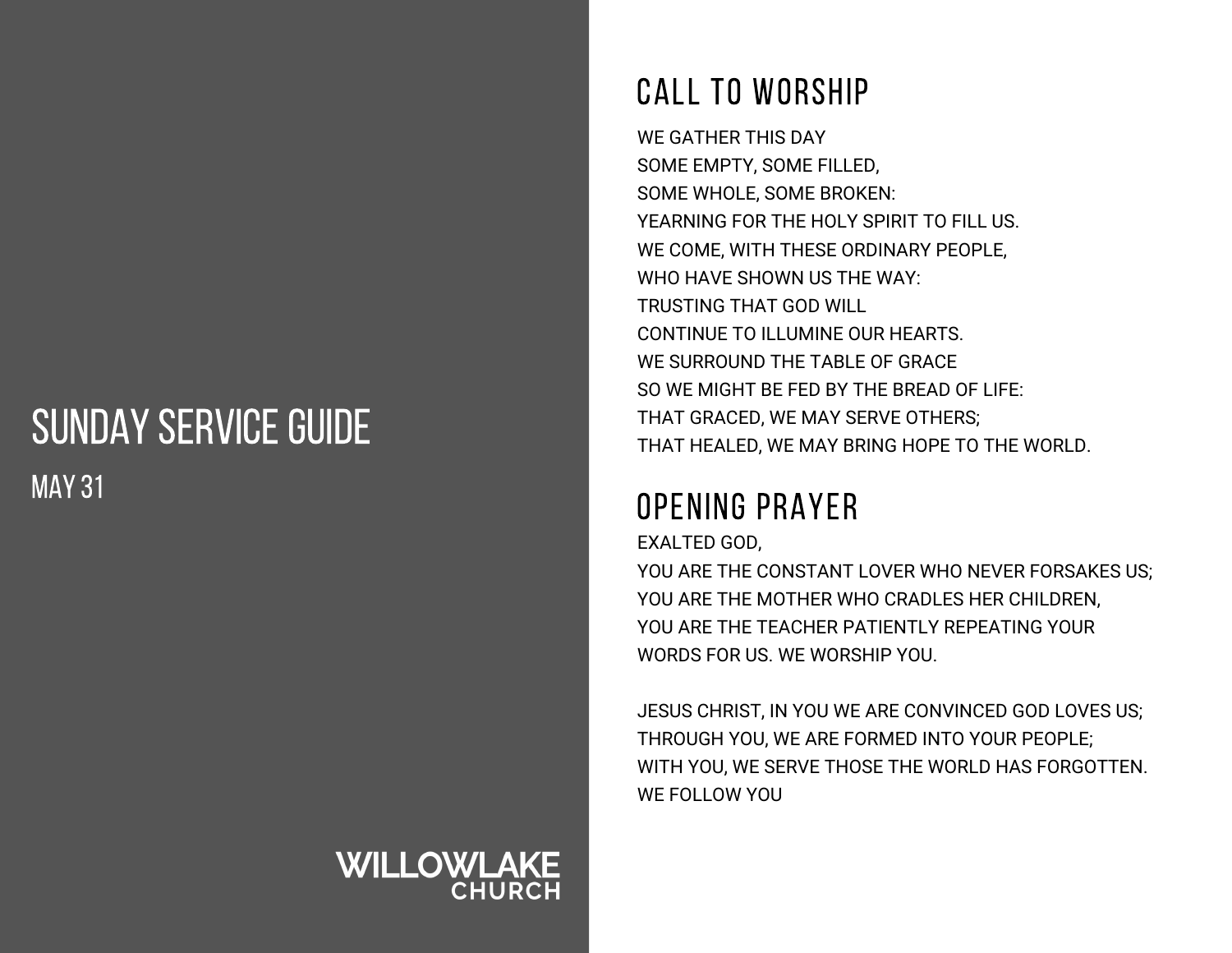# SUNDAY SERVICE GUIDE

MAY 31

WILLOWLAKE CHURCH

## CALL TO WORSHIP

WE GATHER THIS DAY
SOME EMPTY, SOME FILLED,
SOME WHOLE, SOME BROKEN:
YEARNING FOR THE HOLY SPIRIT TO FILL US.
WE COME, WITH THESE ORDINARY PEOPLE,
WHO HAVE SHOWN US THE WAY:
TRUSTING THAT GOD WILL
CONTINUE TO ILLUMINE OUR HEARTS.
WE SURROUND THE TABLE OF GRACE
SO WE MIGHT BE FED BY THE BREAD OF LIFE:
THAT GRACED, WE MAY SERVE OTHERS;
THAT HEALED, WE MAY BRING HOPE TO THE WORLD.

## OPENING PRAYER

EXALTED GOD,
YOU ARE THE CONSTANT LOVER WHO NEVER FORSAKES US;
YOU ARE THE MOTHER WHO CRADLES HER CHILDREN,
YOU ARE THE TEACHER PATIENTLY REPEATING YOUR WORDS FOR US. WE WORSHIP YOU.

JESUS CHRIST, IN YOU WE ARE CONVINCED GOD LOVES US;
THROUGH YOU, WE ARE FORMED INTO YOUR PEOPLE;
WITH YOU, WE SERVE THOSE THE WORLD HAS FORGOTTEN.
WE FOLLOW YOU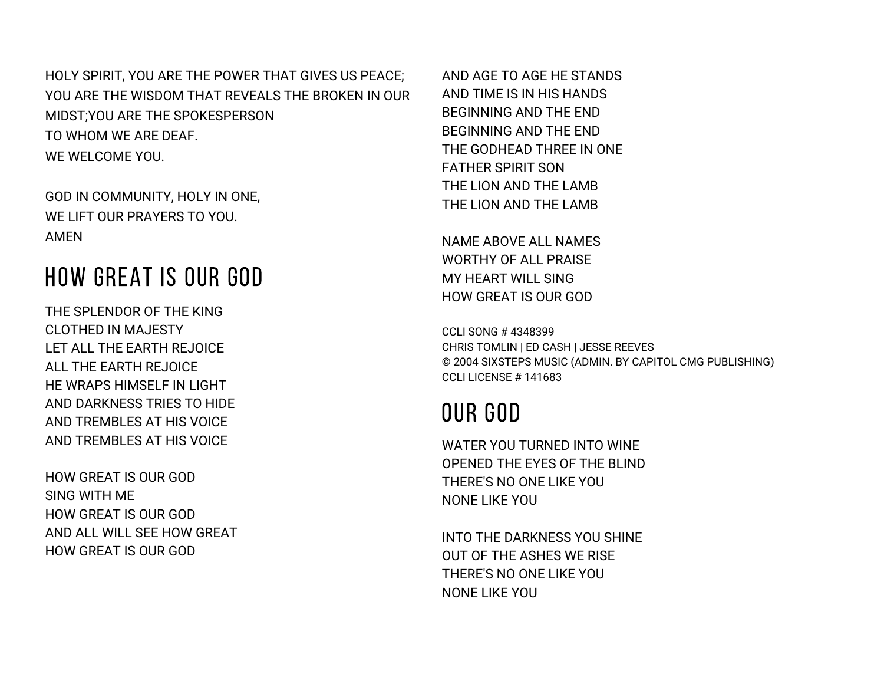HOLY SPIRIT, YOU ARE THE POWER THAT GIVES US PEACE;
YOU ARE THE WISDOM THAT REVEALS THE BROKEN IN OUR MIDST;YOU ARE THE SPOKESPERSON
TO WHOM WE ARE DEAF.
WE WELCOME YOU.

GOD IN COMMUNITY, HOLY IN ONE,
WE LIFT OUR PRAYERS TO YOU.
AMEN

## HOW GREAT IS OUR GOD

THE SPLENDOR OF THE KING
CLOTHED IN MAJESTY
LET ALL THE EARTH REJOICE
ALL THE EARTH REJOICE
HE WRAPS HIMSELF IN LIGHT
AND DARKNESS TRIES TO HIDE
AND TREMBLES AT HIS VOICE
AND TREMBLES AT HIS VOICE

HOW GREAT IS OUR GOD
SING WITH ME
HOW GREAT IS OUR GOD
AND ALL WILL SEE HOW GREAT
HOW GREAT IS OUR GOD

AND AGE TO AGE HE STANDS
AND TIME IS IN HIS HANDS
BEGINNING AND THE END
BEGINNING AND THE END
THE GODHEAD THREE IN ONE
FATHER SPIRIT SON
THE LION AND THE LAMB
THE LION AND THE LAMB

NAME ABOVE ALL NAMES
WORTHY OF ALL PRAISE
MY HEART WILL SING
HOW GREAT IS OUR GOD

CCLI SONG # 4348399
CHRIS TOMLIN | ED CASH | JESSE REEVES
© 2004 SIXSTEPS MUSIC (ADMIN. BY CAPITOL CMG PUBLISHING)
CCLI LICENSE # 141683

## OUR GOD

WATER YOU TURNED INTO WINE
OPENED THE EYES OF THE BLIND
THERE'S NO ONE LIKE YOU
NONE LIKE YOU

INTO THE DARKNESS YOU SHINE
OUT OF THE ASHES WE RISE
THERE'S NO ONE LIKE YOU
NONE LIKE YOU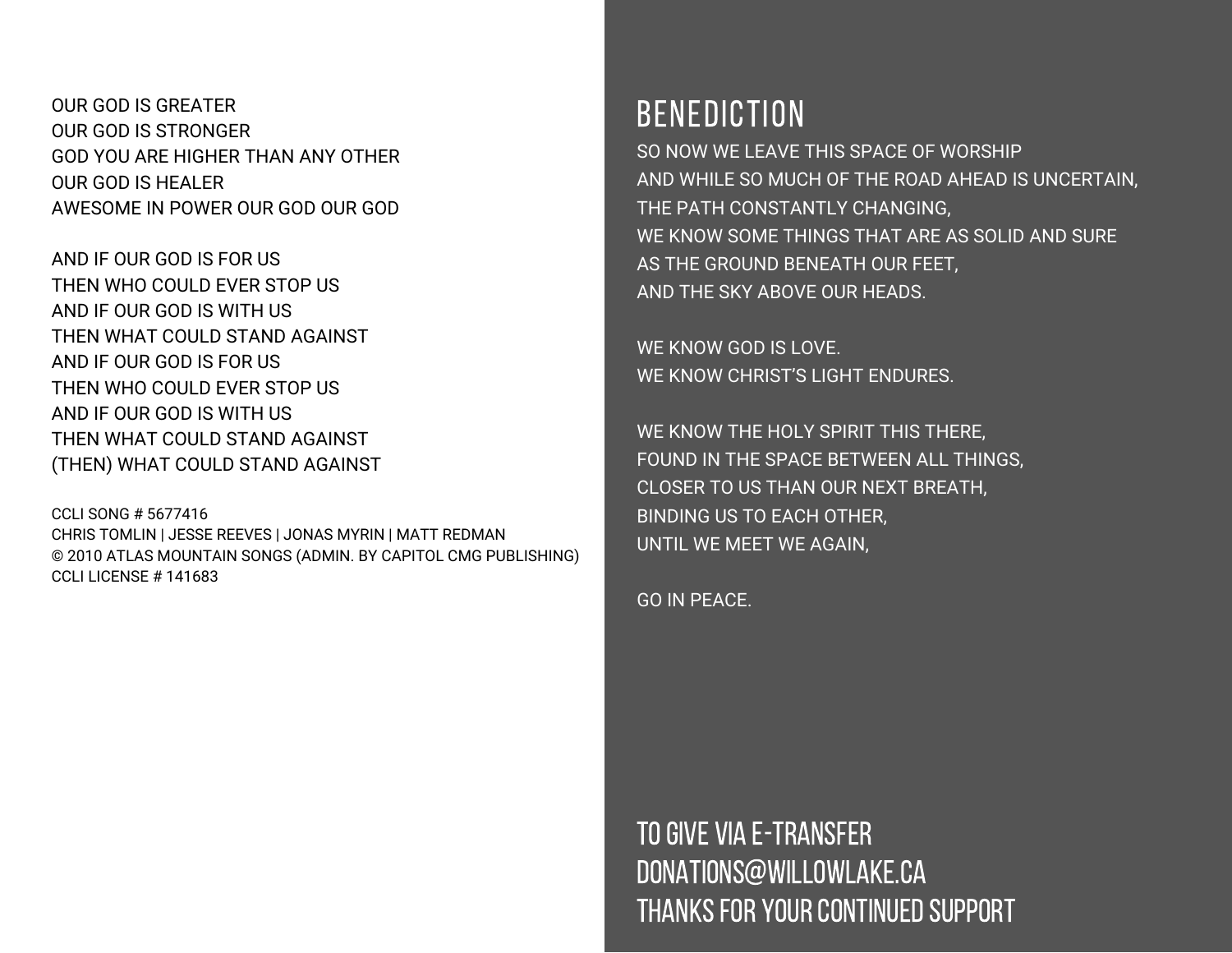OUR GOD IS GREATER
OUR GOD IS STRONGER
GOD YOU ARE HIGHER THAN ANY OTHER
OUR GOD IS HEALER
AWESOME IN POWER OUR GOD OUR GOD

AND IF OUR GOD IS FOR US
THEN WHO COULD EVER STOP US
AND IF OUR GOD IS WITH US
THEN WHAT COULD STAND AGAINST
AND IF OUR GOD IS FOR US
THEN WHO COULD EVER STOP US
AND IF OUR GOD IS WITH US
THEN WHAT COULD STAND AGAINST
(THEN) WHAT COULD STAND AGAINST

CCLI SONG # 5677416
CHRIS TOMLIN | JESSE REEVES | JONAS MYRIN | MATT REDMAN
© 2010 ATLAS MOUNTAIN SONGS (ADMIN. BY CAPITOL CMG PUBLISHING)
CCLI LICENSE # 141683

# BENEDICTION

SO NOW WE LEAVE THIS SPACE OF WORSHIP
AND WHILE SO MUCH OF THE ROAD AHEAD IS UNCERTAIN,
THE PATH CONSTANTLY CHANGING,
WE KNOW SOME THINGS THAT ARE AS SOLID AND SURE
AS THE GROUND BENEATH OUR FEET,
AND THE SKY ABOVE OUR HEADS.

WE KNOW GOD IS LOVE.
WE KNOW CHRIST'S LIGHT ENDURES.

WE KNOW THE HOLY SPIRIT THIS THERE,
FOUND IN THE SPACE BETWEEN ALL THINGS,
CLOSER TO US THAN OUR NEXT BREATH,
BINDING US TO EACH OTHER,
UNTIL WE MEET WE AGAIN,

GO IN PEACE.

## TO GIVE VIA E-TRANSFER
## DONATIONS@WILLOWLAKE.CA
## THANKS FOR YOUR CONTINUED SUPPORT